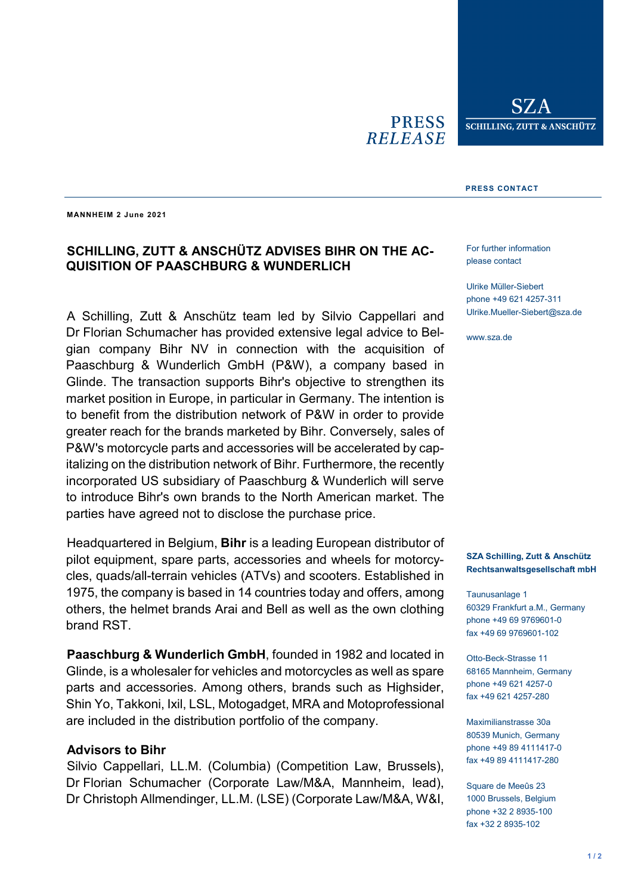PRESS
*RELEASE*

SZA
SCHILLING, ZUTT & ANSCHÜTZ

**MANNHEIM 2 June 2021**

# SCHILLING, ZUTT & ANSCHÜTZ ADVISES BIHR ON THE ACQUISITION OF PAASCHBURG & WUNDERLICH

A Schilling, Zutt & Anschütz team led by Silvio Cappellari and Dr Florian Schumacher has provided extensive legal advice to Belgian company Bihr NV in connection with the acquisition of Paaschburg & Wunderlich GmbH (P&W), a company based in Glinde. The transaction supports Bihr's objective to strengthen its market position in Europe, in particular in Germany. The intention is to benefit from the distribution network of P&W in order to provide greater reach for the brands marketed by Bihr. Conversely, sales of P&W's motorcycle parts and accessories will be accelerated by capitalizing on the distribution network of Bihr. Furthermore, the recently incorporated US subsidiary of Paaschburg & Wunderlich will serve to introduce Bihr's own brands to the North American market. The parties have agreed not to disclose the purchase price.

Headquartered in Belgium, **Bihr** is a leading European distributor of pilot equipment, spare parts, accessories and wheels for motorcycles, quads/all-terrain vehicles (ATVs) and scooters. Established in 1975, the company is based in 14 countries today and offers, among others, the helmet brands Arai and Bell as well as the own clothing brand RST.

**Paaschburg & Wunderlich GmbH**, founded in 1982 and located in Glinde, is a wholesaler for vehicles and motorcycles as well as spare parts and accessories. Among others, brands such as Highsider, Shin Yo, Takkoni, Ixil, LSL, Motogadget, MRA and Motoprofessional are included in the distribution portfolio of the company.

### Advisors to Bihr

Silvio Cappellari, LL.M. (Columbia) (Competition Law, Brussels), Dr Florian Schumacher (Corporate Law/M&A, Mannheim, lead), Dr Christoph Allmendinger, LL.M. (LSE) (Corporate Law/M&A, W&I,

**PRESS CONTACT**

For further information please contact

Ulrike Müller-Siebert
phone +49 621 4257-311
Ulrike.Mueller-Siebert@sza.de

www.sza.de

**SZA Schilling, Zutt & Anschütz Rechtsanwaltsgesellschaft mbH**

Taunusanlage 1
60329 Frankfurt a.M., Germany
phone +49 69 9769601-0
fax +49 69 9769601-102

Otto-Beck-Strasse 11
68165 Mannheim, Germany
phone +49 621 4257-0
fax +49 621 4257-280

Maximilianstrasse 30a
80539 Munich, Germany
phone +49 89 4111417-0
fax +49 89 4111417-280

Square de Meeûs 23
1000 Brussels, Belgium
phone +32 2 8935-100
fax +32 2 8935-102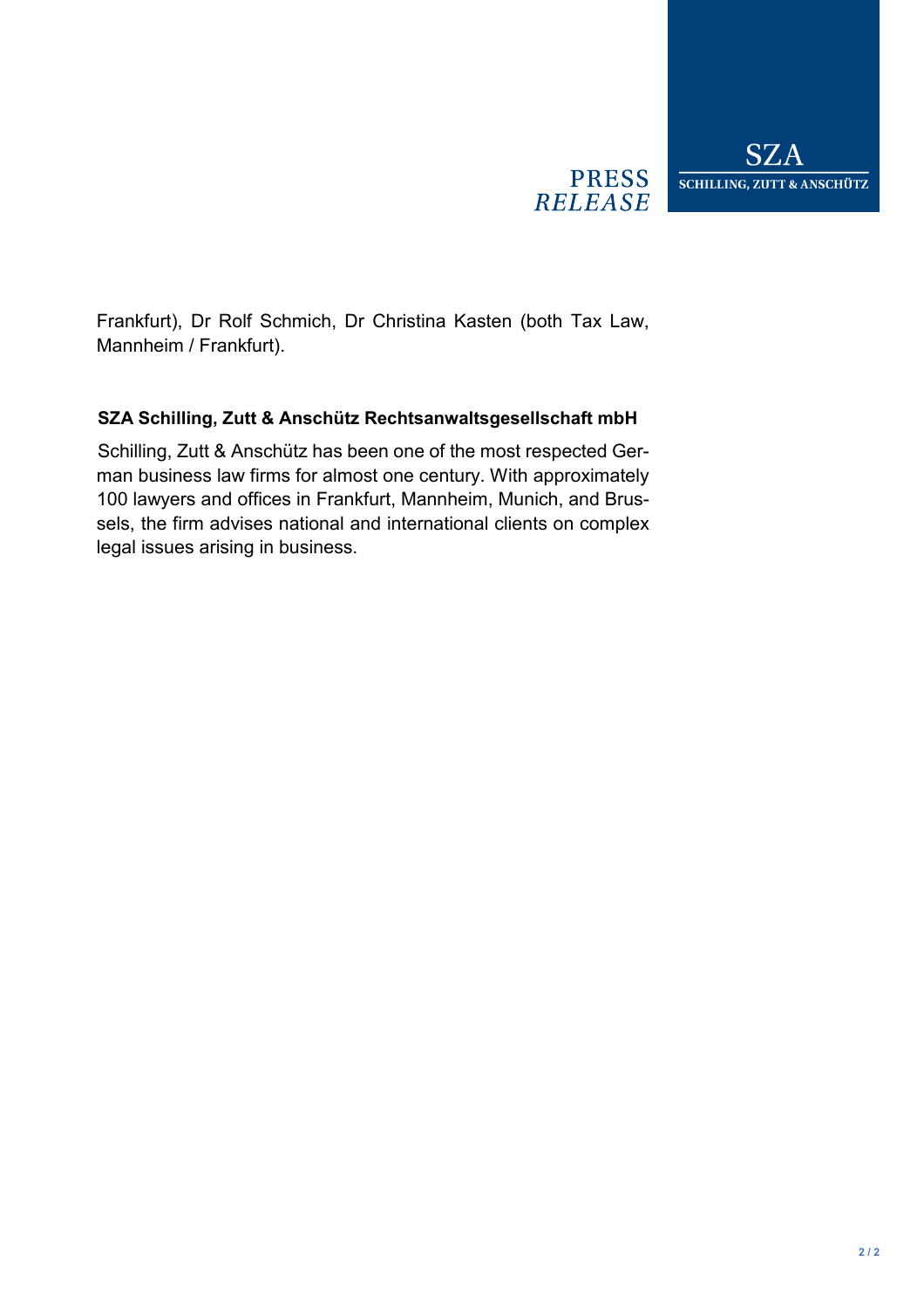Frankfurt), Dr Rolf Schmich, Dr Christina Kasten (both Tax Law, Mannheim / Frankfurt).

**SZA Schilling, Zutt & Anschütz Rechtsanwaltsgesellschaft mbH**

Schilling, Zutt & Anschütz has been one of the most respected German business law firms for almost one century. With approximately 100 lawyers and offices in Frankfurt, Mannheim, Munich, and Brussels, the firm advises national and international clients on complex legal issues arising in business.